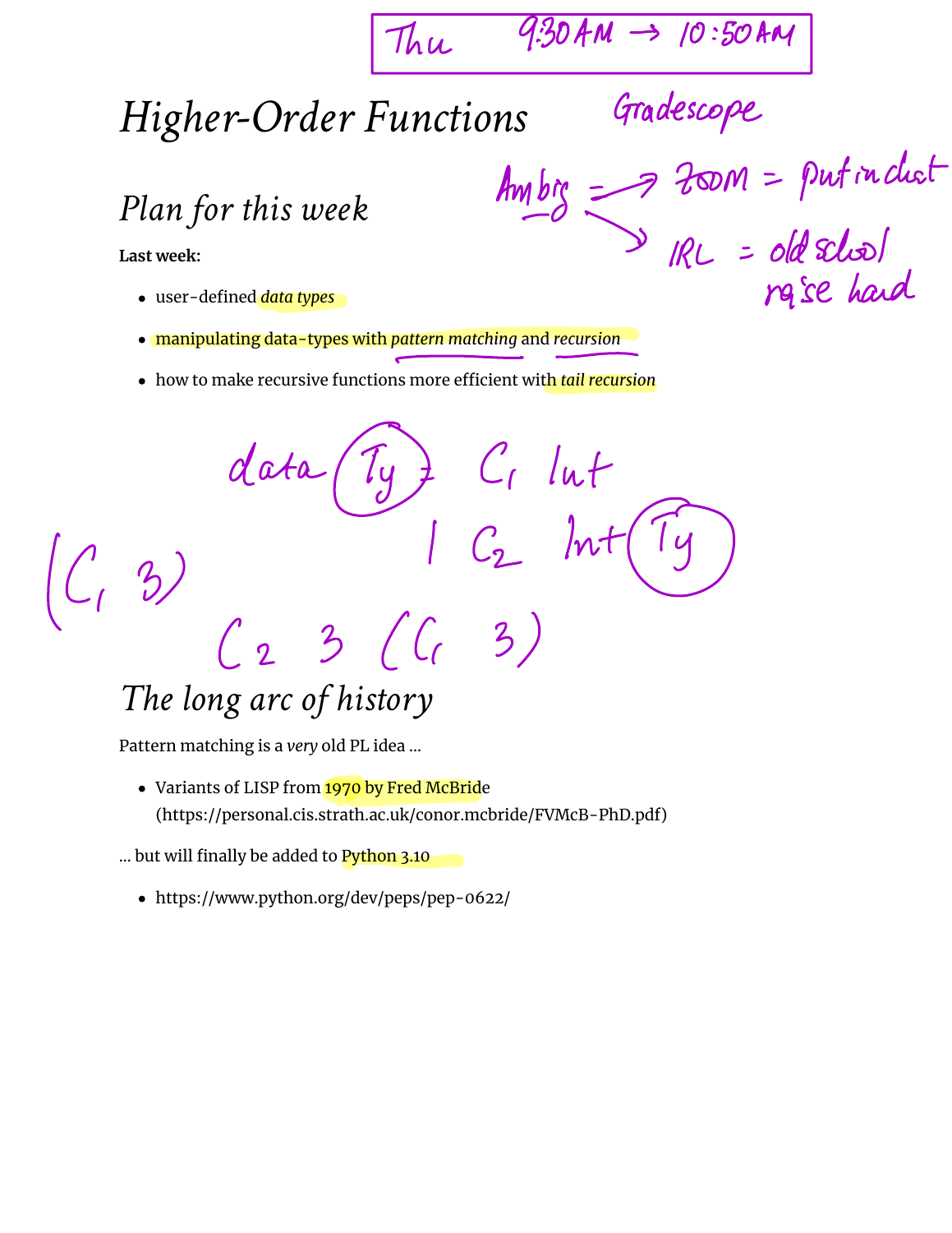# Higher-Order Functions

## Plan for this week

**Last week:**

- user-defined *data types*
- manipulating data-types with *pattern matching* and *recursion*
- how to make recursive functions more efficient with *tail recursion*

## The long arc of history

Pattern matching is a *very* old PL idea ...

- Variants of LISP from 1970 by Fred McBride (https://personal.cis.strath.ac.uk/conor.mcbride/FVMcB-PhD.pdf)

... but will finally be added to Python 3.10

- https://www.python.org/dev/peps/pep-0622/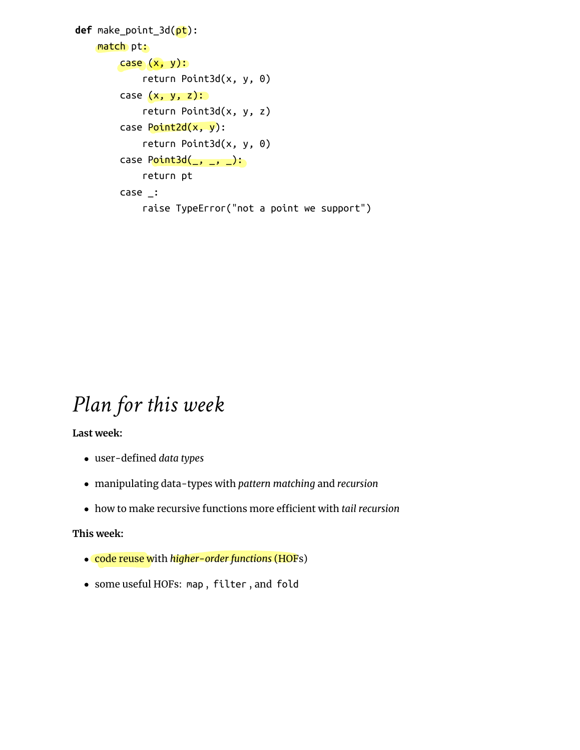```python
def make_point_3d(pt):
    match pt:
        case (x, y):
            return Point3d(x, y, 0)
        case (x, y, z):
            return Point3d(x, y, z)
        case Point2d(x, y):
            return Point3d(x, y, 0)
        case Point3d(_, _, _):
            return pt
        case _:
            raise TypeError("not a point we support")
```

# *Plan for this week*

**Last week:**

- user-defined *data types*
- manipulating data-types with *pattern matching* and *recursion*
- how to make recursive functions more efficient with *tail recursion*

**This week:**

- code reuse with *higher-order functions* (HOFs)
- some useful HOFs: `map`, `filter`, and `fold`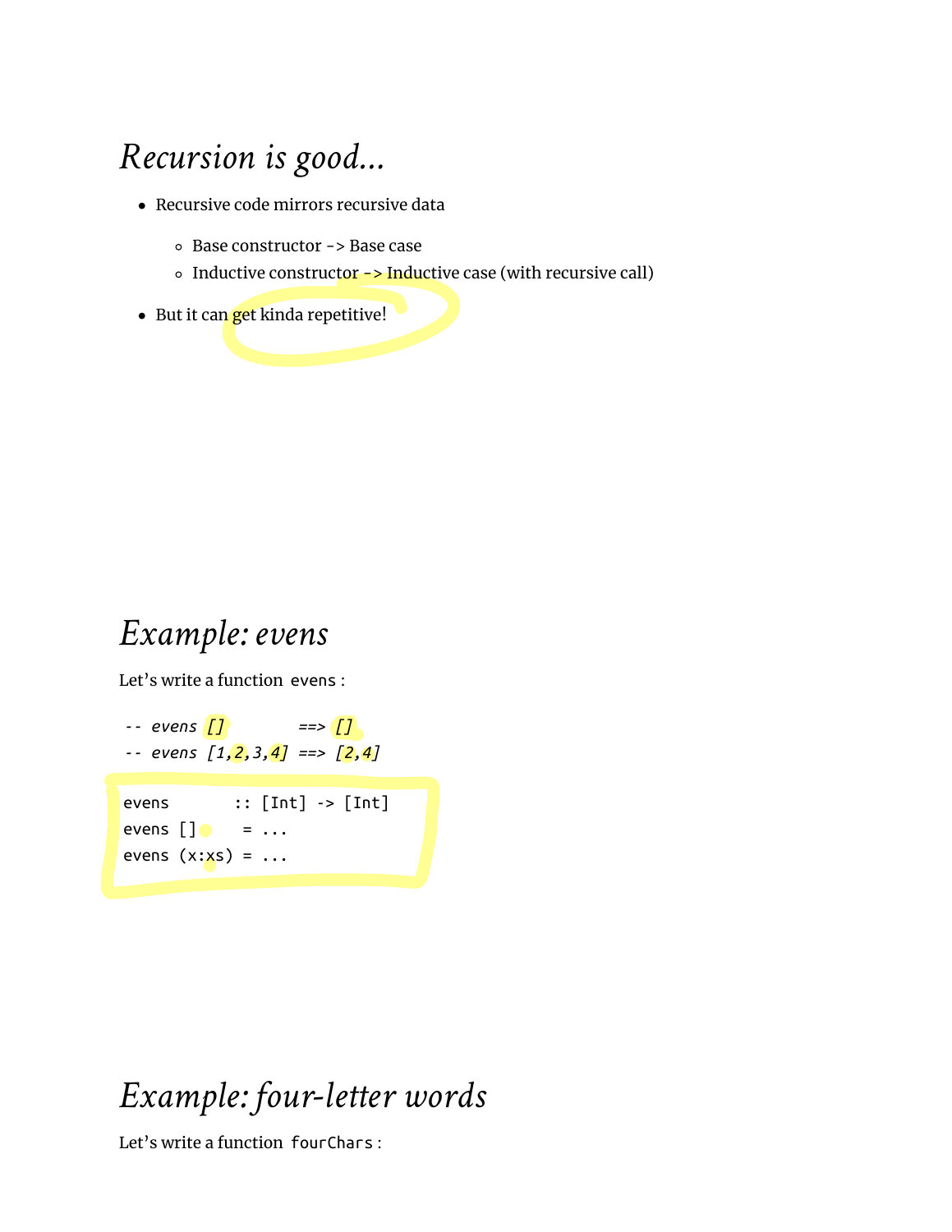# *Recursion is good…*

- Recursive code mirrors recursive data
  - Base constructor -> Base case
  - Inductive constructor -> Inductive case (with recursive call)
- But it can get kinda repetitive!

# *Example: evens*

Let's write a function `evens` :

```
-- evens []        ==> []
-- evens [1,2,3,4] ==> [2,4]
```

```
evens       :: [Int] -> [Int]
evens []     = ...
evens (x:xs) = ...
```

# *Example: four-letter words*

Let's write a function `fourChars` :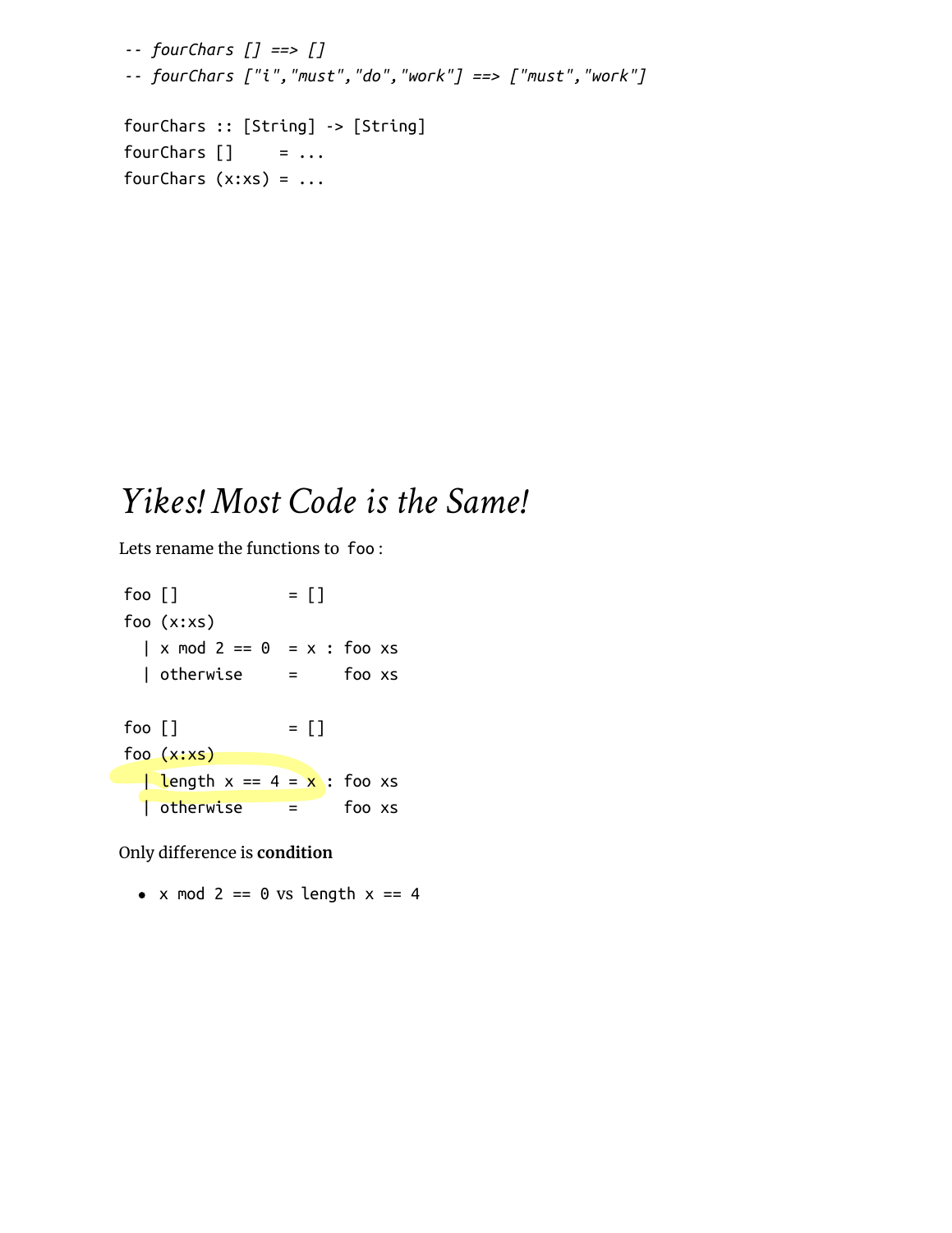```
-- fourChars [] ==> []
-- fourChars ["i","must","do","work"] ==> ["must","work"]

fourChars :: [String] -> [String]
fourChars []     = ...
fourChars (x:xs) = ...
```

# *Yikes! Most Code is the Same!*

Lets rename the functions to `foo`:

```
foo []            = []
foo (x:xs)
  | x mod 2 == 0  = x : foo xs
  | otherwise     =     foo xs

foo []            = []
foo (x:xs)
  | length x == 4 = x : foo xs
  | otherwise     =     foo xs
```

Only difference is **condition**

- `x mod 2 == 0` vs `length x == 4`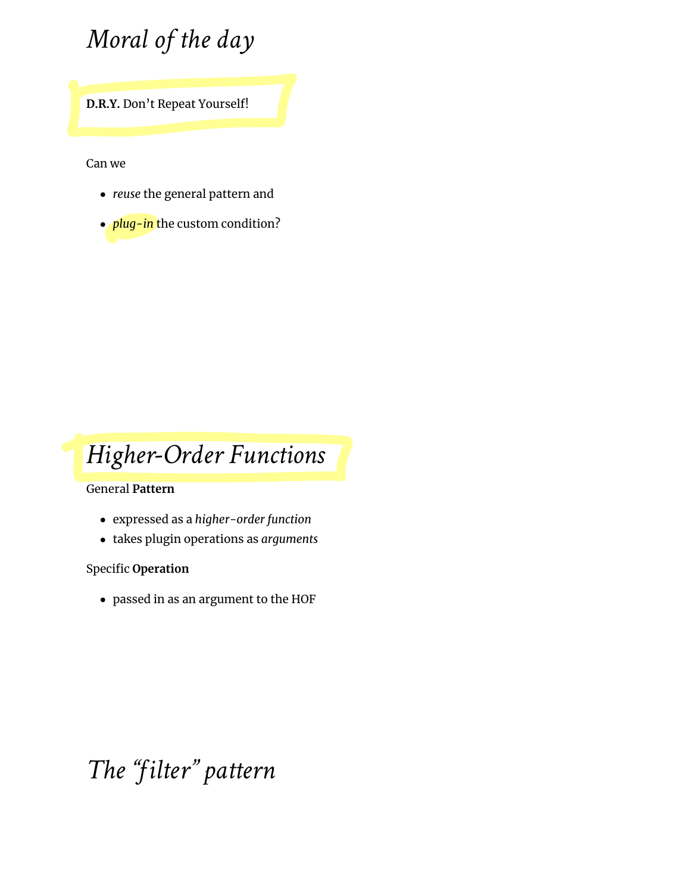# *Moral of the day*

**D.R.Y.** Don't Repeat Yourself!

Can we

- *reuse* the general pattern and
- *plug-in* the custom condition?

# *Higher-Order Functions*

General **Pattern**

- expressed as a *higher-order function*
- takes plugin operations as *arguments*

Specific **Operation**

- passed in as an argument to the HOF

# *The "filter" pattern*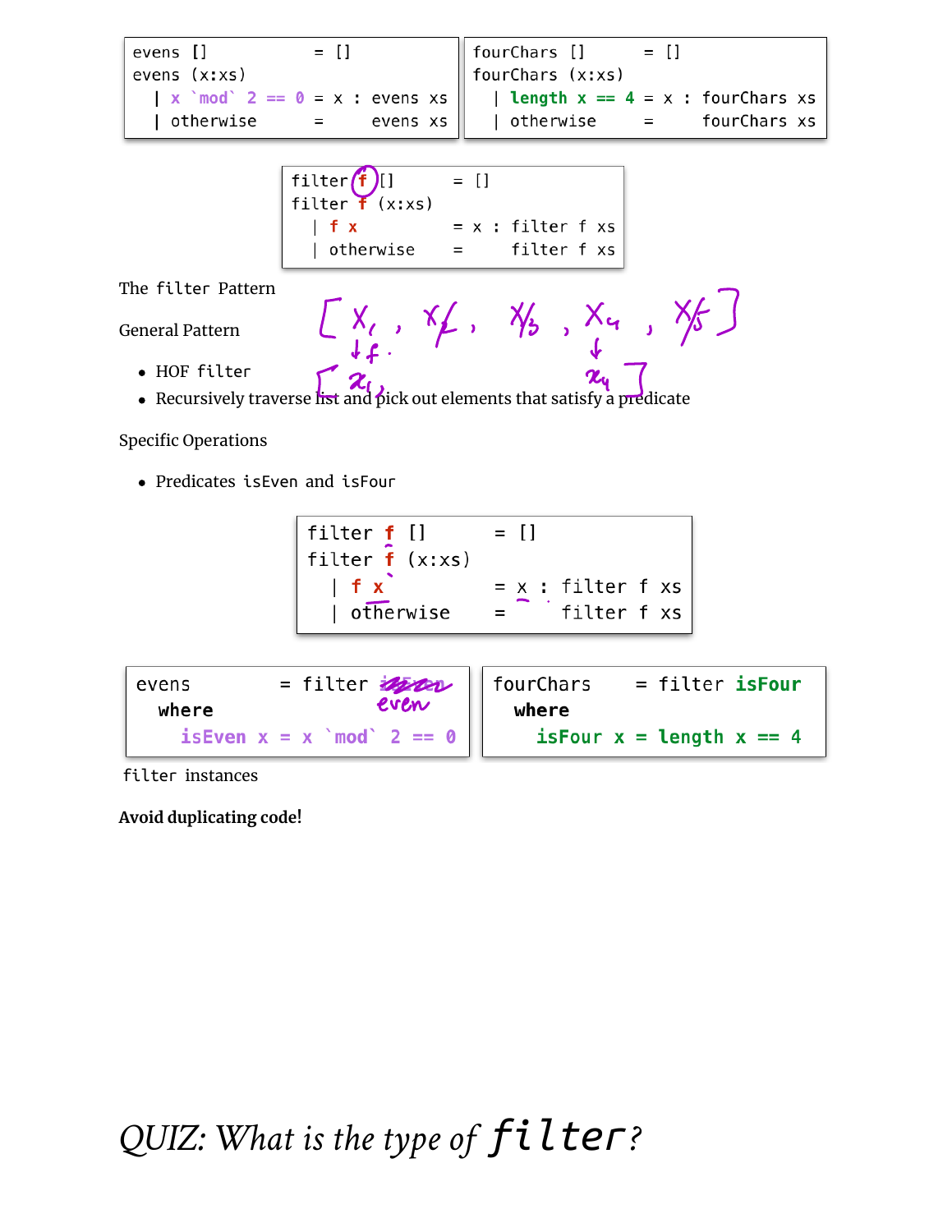```haskell
evens []              = []
evens (x:xs)
  | x `mod` 2 == 0 = x : evens xs
  | otherwise       =     evens xs
```

```haskell
fourChars []          = []
fourChars (x:xs)
  | length x == 4  = x : fourChars xs
  | otherwise      =     fourChars xs
```

```haskell
filter f []          = []
filter f (x:xs)
  | f x              = x : filter f xs
  | otherwise        =     filter f xs
```

The `filter` Pattern

General Pattern

- HOF `filter`
- Recursively traverse list and pick out elements that satisfy a predicate

Specific Operations

- Predicates `isEven` and `isFour`

```haskell
filter f []          = []
filter f (x:xs)
  | f x              = x : filter f xs
  | otherwise        =     filter f xs
```

```haskell
evens          = filter isEven
  where
    isEven x = x `mod` 2 == 0
```

```haskell
fourChars      = filter isFour
  where
    isFour x = length x == 4
```

`filter` instances

**Avoid duplicating code!**

## *QUIZ: What is the type of `filter`?*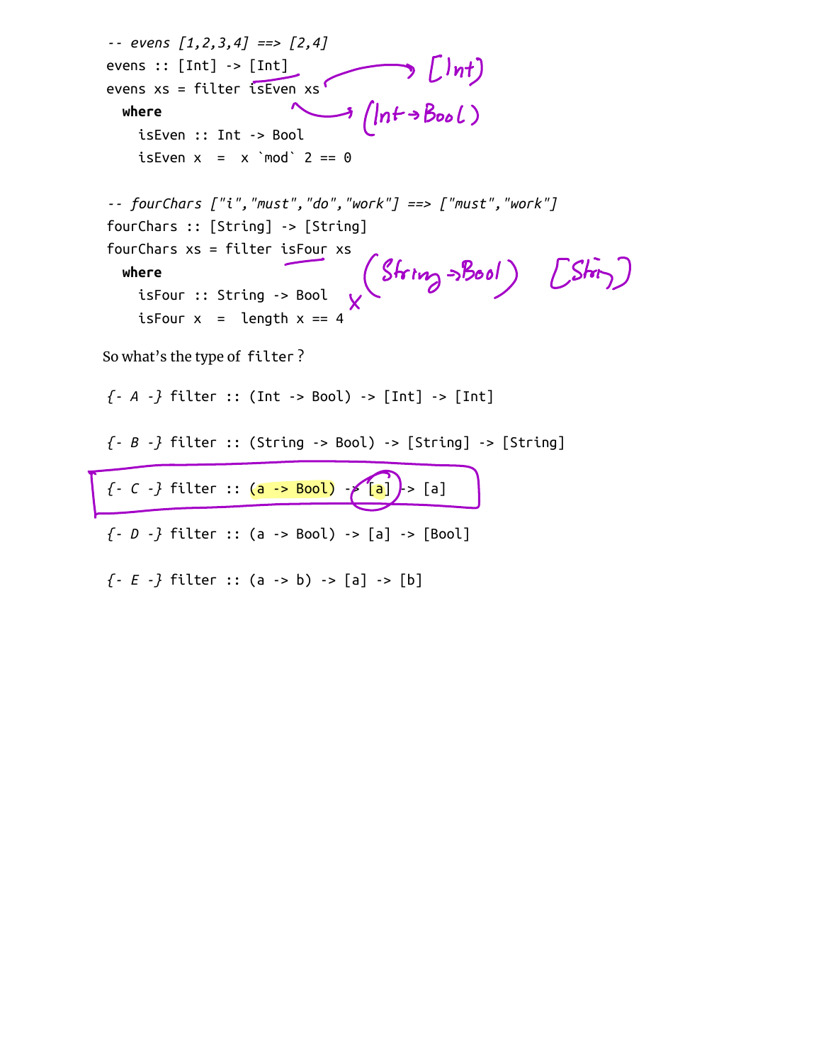```haskell
-- evens [1,2,3,4] ==> [2,4]
evens :: [Int] -> [Int]
evens xs = filter isEven xs
  where
    isEven :: Int -> Bool
    isEven x  =  x `mod` 2 == 0
```

```haskell
-- fourChars ["i","must","do","work"] ==> ["must","work"]
fourChars :: [String] -> [String]
fourChars xs = filter isFour xs
  where
    isFour :: String -> Bool
    isFour x  =  length x == 4
```

So what's the type of `filter`?

```haskell
{- A -} filter :: (Int -> Bool) -> [Int] -> [Int]
```

```haskell
{- B -} filter :: (String -> Bool) -> [String] -> [String]
```

```haskell
{- C -} filter :: (a -> Bool) -> [a] -> [a]
```

```haskell
{- D -} filter :: (a -> Bool) -> [a] -> [Bool]
```

```haskell
{- E -} filter :: (a -> b) -> [a] -> [b]
```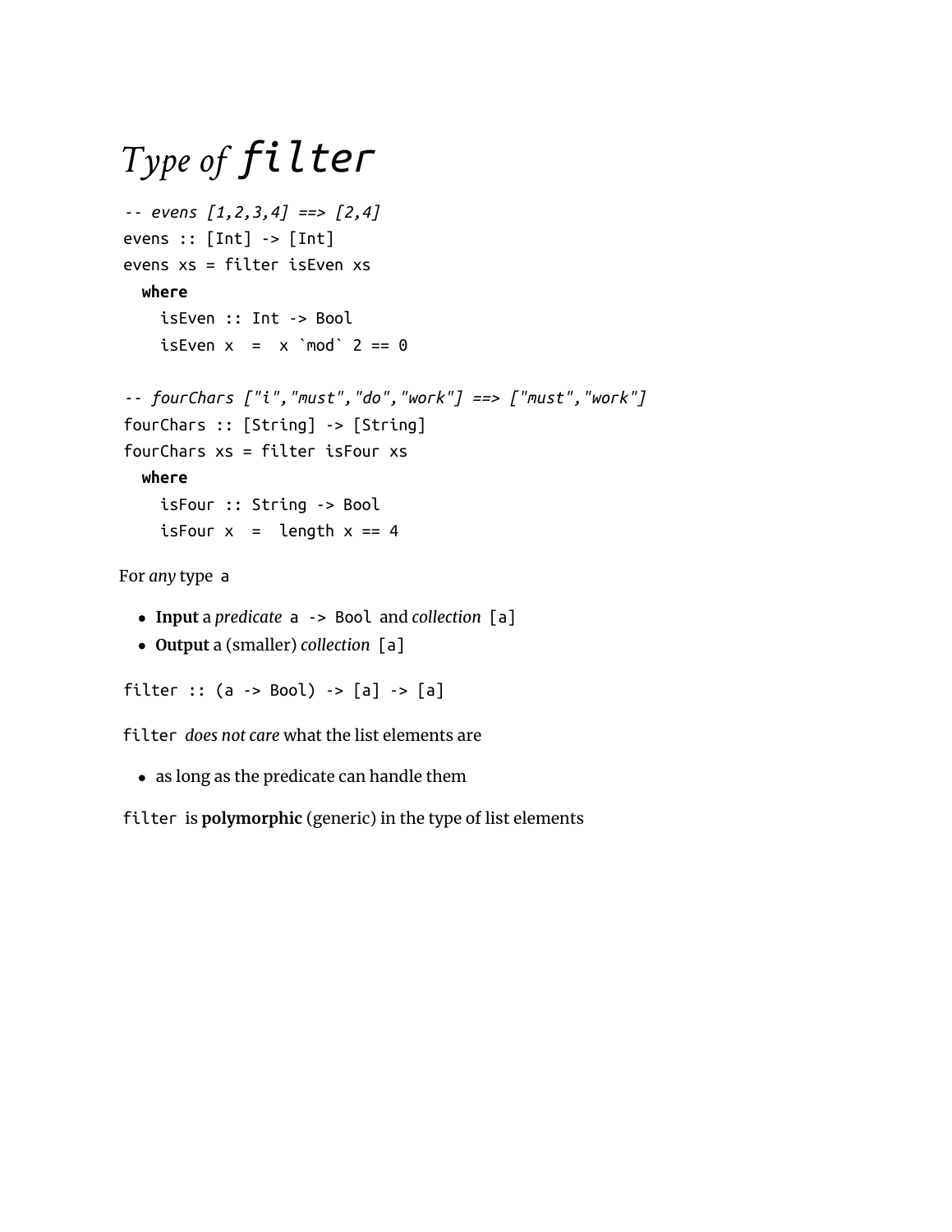# *Type of* `filter`

```haskell
-- evens [1,2,3,4] ==> [2,4]
evens :: [Int] -> [Int]
evens xs = filter isEven xs
  where
    isEven :: Int -> Bool
    isEven x  =  x `mod` 2 == 0

-- fourChars ["i","must","do","work"] ==> ["must","work"]
fourChars :: [String] -> [String]
fourChars xs = filter isFour xs
  where
    isFour :: String -> Bool
    isFour x  =  length x == 4
```

For *any* type `a`

- **Input** a *predicate* `a -> Bool` and *collection* `[a]`
- **Output** a (smaller) *collection* `[a]`

```haskell
filter :: (a -> Bool) -> [a] -> [a]
```

`filter` *does not care* what the list elements are

- as long as the predicate can handle them

`filter` is **polymorphic** (generic) in the type of list elements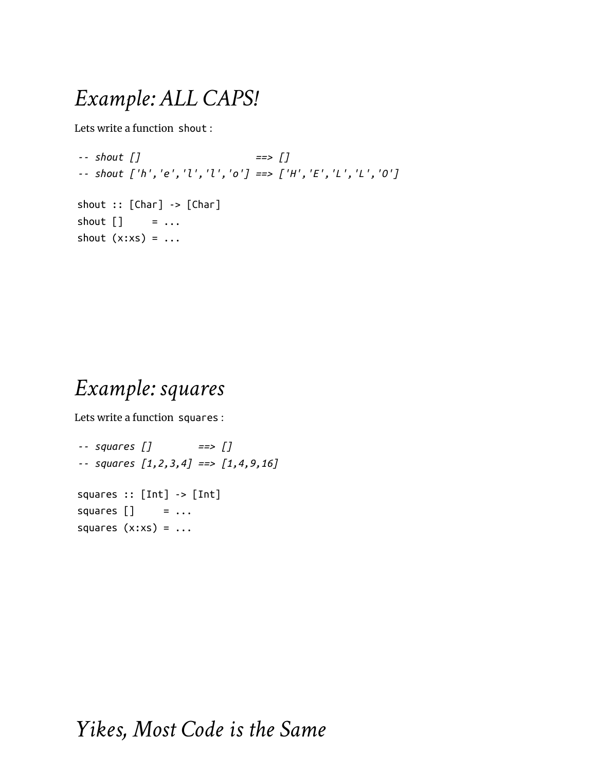## *Example: ALL CAPS!*

Lets write a function `shout`:

```
-- shout []                        ==> []
-- shout ['h','e','l','l','o'] ==> ['H','E','L','L','O']

shout :: [Char] -> [Char]
shout []     = ...
shout (x:xs) = ...
```

## *Example: squares*

Lets write a function `squares`:

```
-- squares []        ==> []
-- squares [1,2,3,4] ==> [1,4,9,16]

squares :: [Int] -> [Int]
squares []     = ...
squares (x:xs) = ...
```

## *Yikes, Most Code is the Same*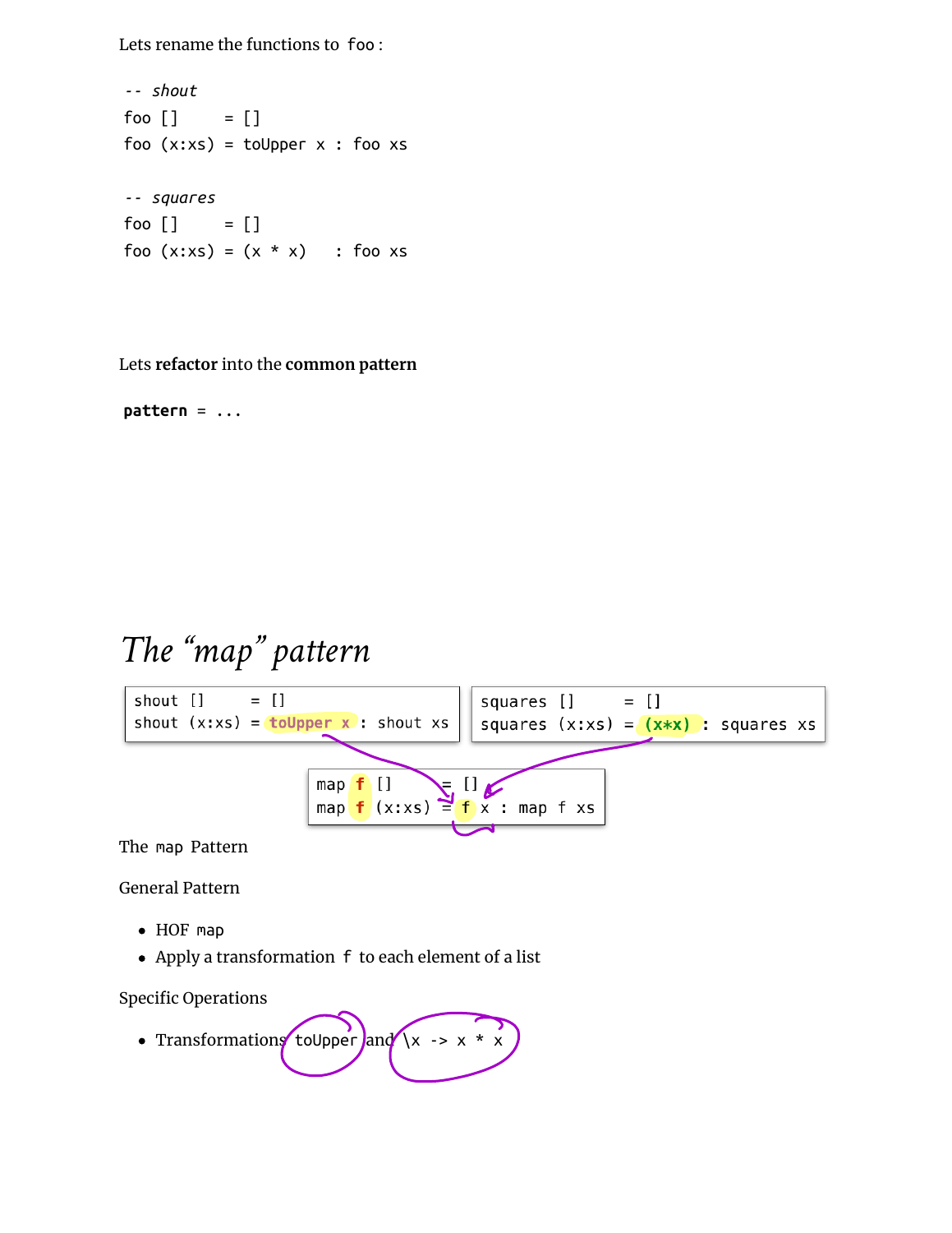Lets rename the functions to `foo` :

```
-- shout
foo []     = []
foo (x:xs) = toUpper x : foo xs

-- squares
foo []     = []
foo (x:xs) = (x * x)   : foo xs
```

Lets **refactor** into the **common pattern**

```
pattern = ...
```

# *The "map" pattern*

```
shout  []     = []
shout  (x:xs) = toUpper x : shout xs
```

```
squares  []     = []
squares  (x:xs) = (x*x) : squares xs
```

```
map f []     = []
map f (x:xs) = f x : map f xs
```

The `map` Pattern

General Pattern

- HOF `map`
- Apply a transformation `f` to each element of a list

Specific Operations

- Transformations `toUpper` and `\x -> x * x`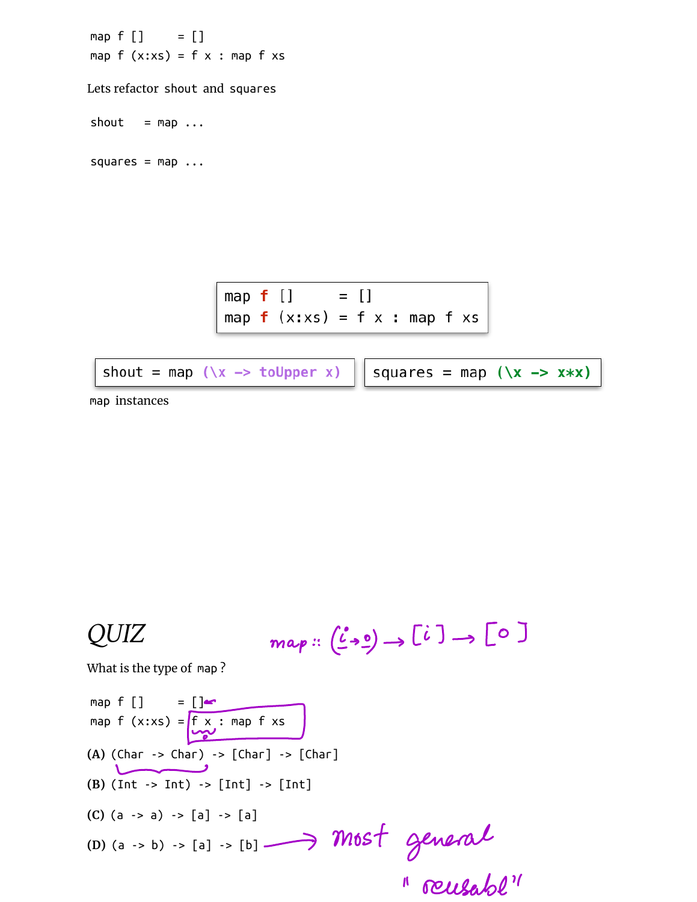```
map f []     = []
map f (x:xs) = f x : map f xs
```

Lets refactor `shout` and `squares`

```
shout   = map ...


squares = map ...
```

```
map f []     = []
map f (x:xs) = f x : map f xs
```

```
shout = map (\x -> toUpper x)
```

```
squares = map (\x -> x*x)
```

`map` instances

# QUIZ

map :: (i -> o) -> [i] -> [o]

What is the type of `map` ?

```
map f []     = []
map f (x:xs) = f x : map f xs
```

**(A)** `(Char -> Char) -> [Char] -> [Char]`

**(B)** `(Int -> Int) -> [Int] -> [Int]`

**(C)** `(a -> a) -> [a] -> [a]`

**(D)** `(a -> b) -> [a] -> [b]` → most general

"reusable"